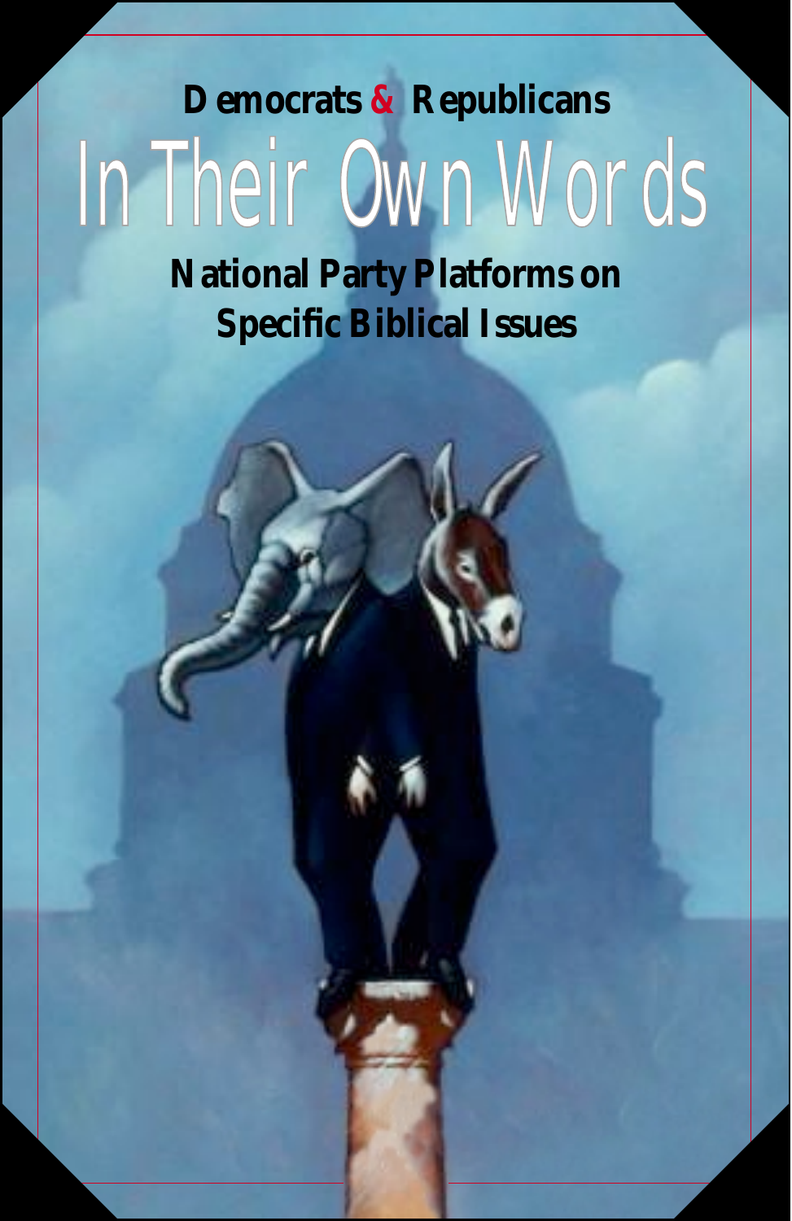**Democrats & Republicans**

# In Their Own Words

## National Party Platforms on Specific Biblical Issues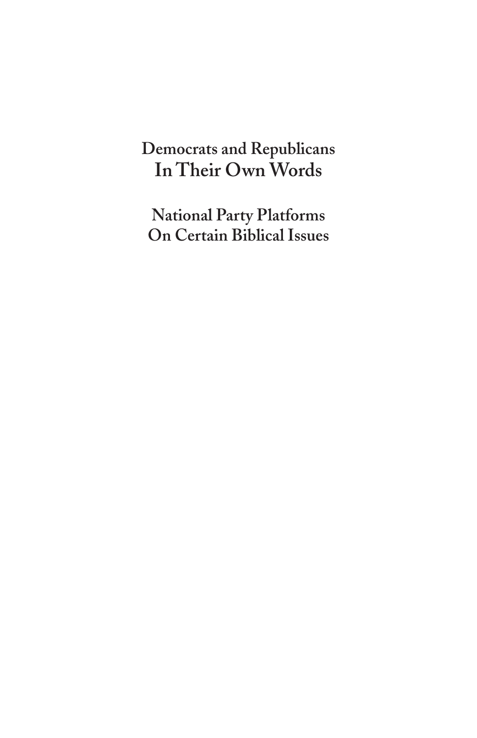# Democrats and Republicans
# In Their Own Words

## National Party Platforms
## On Certain Biblical Issues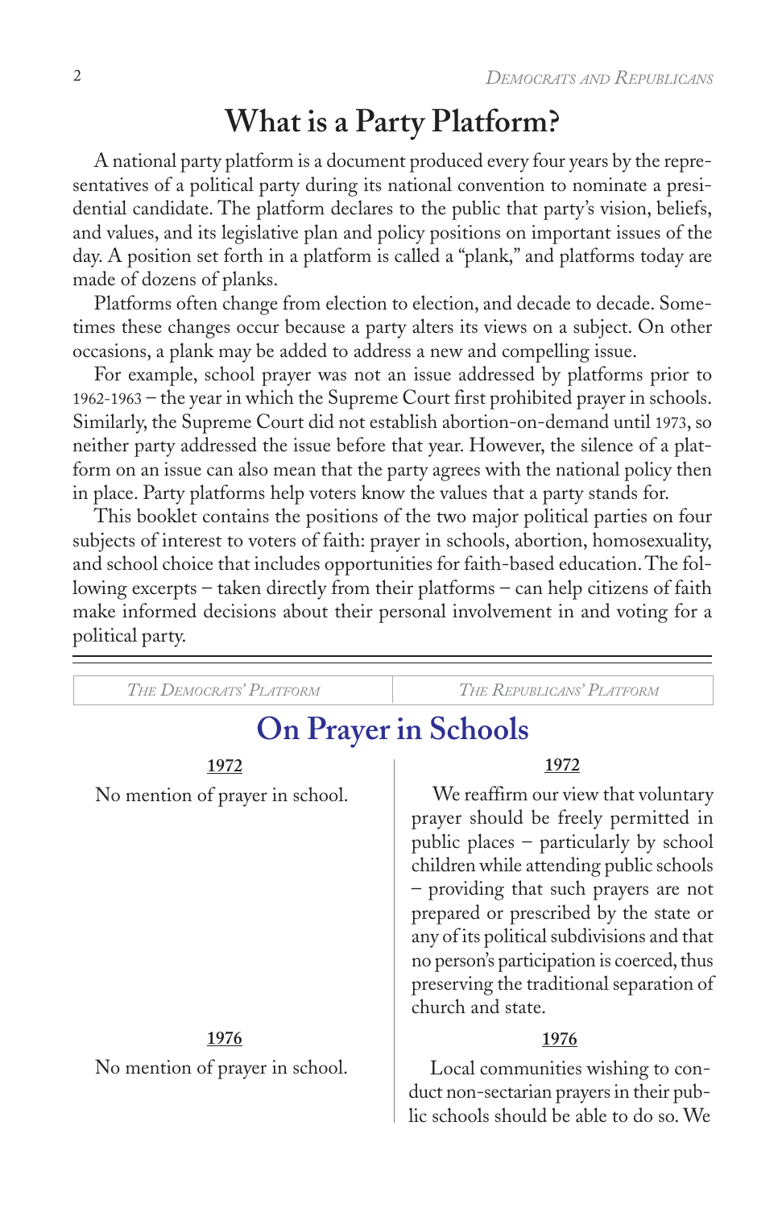# What is a Party Platform?

A national party platform is a document produced every four years by the representatives of a political party during its national convention to nominate a presidential candidate. The platform declares to the public that party's vision, beliefs, and values, and its legislative plan and policy positions on important issues of the day. A position set forth in a platform is called a "plank," and platforms today are made of dozens of planks.

Platforms often change from election to election, and decade to decade. Sometimes these changes occur because a party alters its views on a subject. On other occasions, a plank may be added to address a new and compelling issue.

For example, school prayer was not an issue addressed by platforms prior to 1962-1963 – the year in which the Supreme Court first prohibited prayer in schools. Similarly, the Supreme Court did not establish abortion-on-demand until 1973, so neither party addressed the issue before that year. However, the silence of a platform on an issue can also mean that the party agrees with the national policy then in place. Party platforms help voters know the values that a party stands for.

This booklet contains the positions of the two major political parties on four subjects of interest to voters of faith: prayer in schools, abortion, homosexuality, and school choice that includes opportunities for faith-based education. The following excerpts – taken directly from their platforms – can help citizens of faith make informed decisions about their personal involvement in and voting for a political party.

| *The Democrats' Platform* | *The Republicans' Platform* |
|---|---|

## On Prayer in Schools

| The Democrats' Platform | The Republicans' Platform |
|---|---|
| **1972** | **1972** |
| No mention of prayer in school. | We reaffirm our view that voluntary prayer should be freely permitted in public places – particularly by school children while attending public schools – providing that such prayers are not prepared or prescribed by the state or any of its political subdivisions and that no person's participation is coerced, thus preserving the traditional separation of church and state. |
| **1976** | **1976** |
| No mention of prayer in school. | Local communities wishing to conduct non-sectarian prayers in their public schools should be able to do so. We |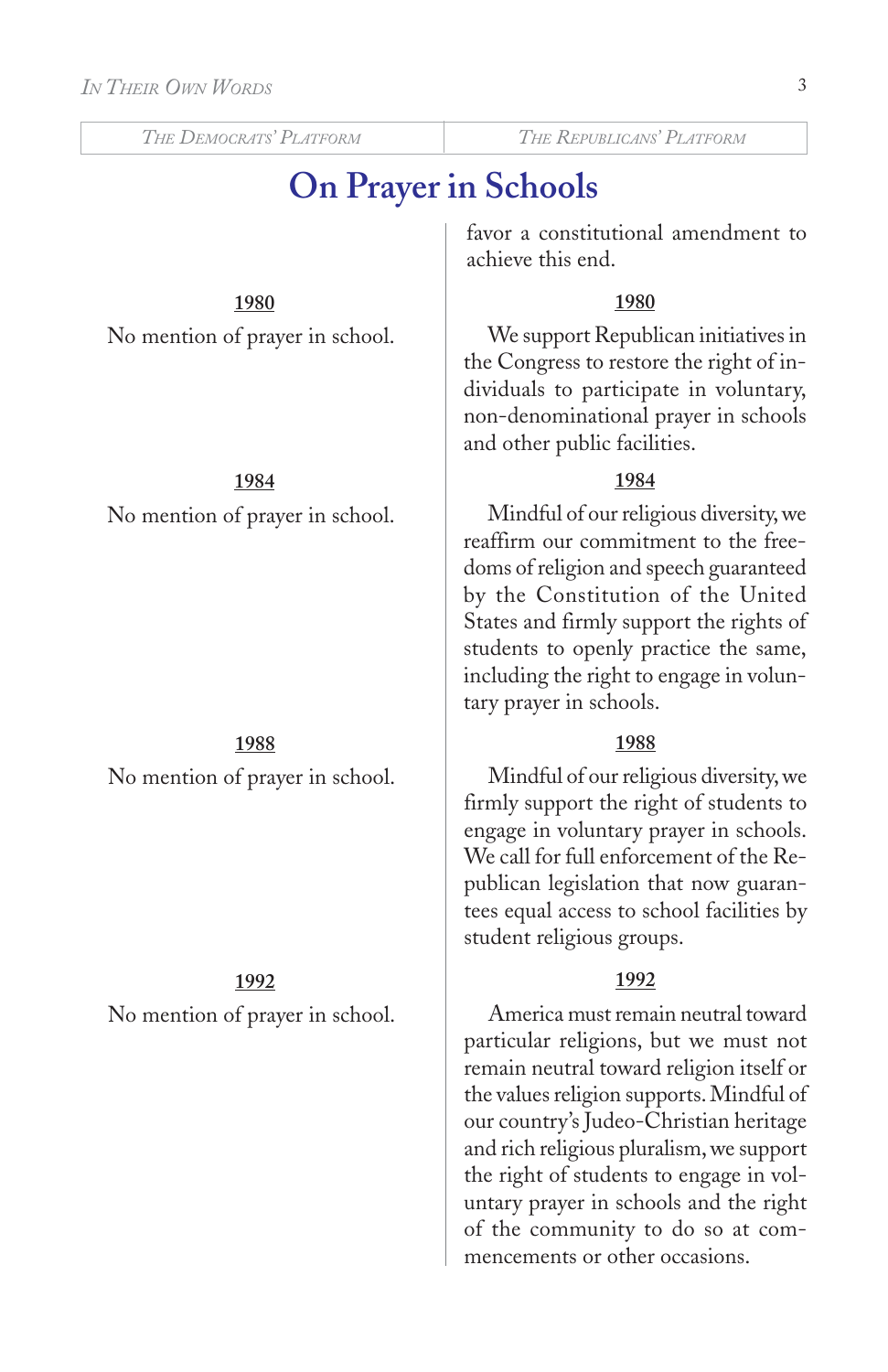| The Democrats' Platform | The Republicans' Platform |
|---|---|

## On Prayer in Schools

favor a constitutional amendment to achieve this end.

**The Democrats' Platform**

**1980**

No mention of prayer in school.

**1984**

No mention of prayer in school.

**1988**

No mention of prayer in school.

**1992**

No mention of prayer in school.

**The Republicans' Platform**

**1980**

We support Republican initiatives in the Congress to restore the right of individuals to participate in voluntary, non-denominational prayer in schools and other public facilities.

**1984**

Mindful of our religious diversity, we reaffirm our commitment to the freedoms of religion and speech guaranteed by the Constitution of the United States and firmly support the rights of students to openly practice the same, including the right to engage in voluntary prayer in schools.

**1988**

Mindful of our religious diversity, we firmly support the right of students to engage in voluntary prayer in schools. We call for full enforcement of the Republican legislation that now guarantees equal access to school facilities by student religious groups.

**1992**

America must remain neutral toward particular religions, but we must not remain neutral toward religion itself or the values religion supports. Mindful of our country's Judeo-Christian heritage and rich religious pluralism, we support the right of students to engage in voluntary prayer in schools and the right of the community to do so at commencements or other occasions.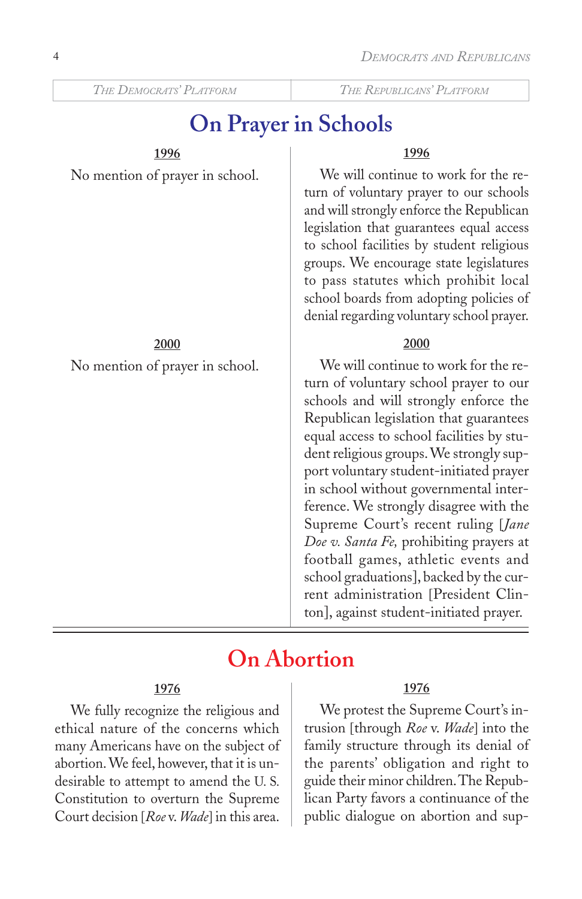## On Prayer in Schools

### The Democrats' Platform

**1996**

No mention of prayer in school.

**2000**

No mention of prayer in school.

### The Republicans' Platform

**1996**

We will continue to work for the return of voluntary prayer to our schools and will strongly enforce the Republican legislation that guarantees equal access to school facilities by student religious groups. We encourage state legislatures to pass statutes which prohibit local school boards from adopting policies of denial regarding voluntary school prayer.

**2000**

We will continue to work for the return of voluntary school prayer to our schools and will strongly enforce the Republican legislation that guarantees equal access to school facilities by student religious groups. We strongly support voluntary student-initiated prayer in school without governmental interference. We strongly disagree with the Supreme Court's recent ruling [*Jane Doe v. Santa Fe,* prohibiting prayers at football games, athletic events and school graduations], backed by the current administration [President Clinton], against student-initiated prayer.

## On Abortion

### The Democrats' Platform

**1976**

We fully recognize the religious and ethical nature of the concerns which many Americans have on the subject of abortion. We feel, however, that it is undesirable to attempt to amend the U. S. Constitution to overturn the Supreme Court decision [*Roe* v. *Wade*] in this area.

### The Republicans' Platform

**1976**

We protest the Supreme Court's intrusion [through *Roe* v. *Wade*] into the family structure through its denial of the parents' obligation and right to guide their minor children. The Republican Party favors a continuance of the public dialogue on abortion and sup-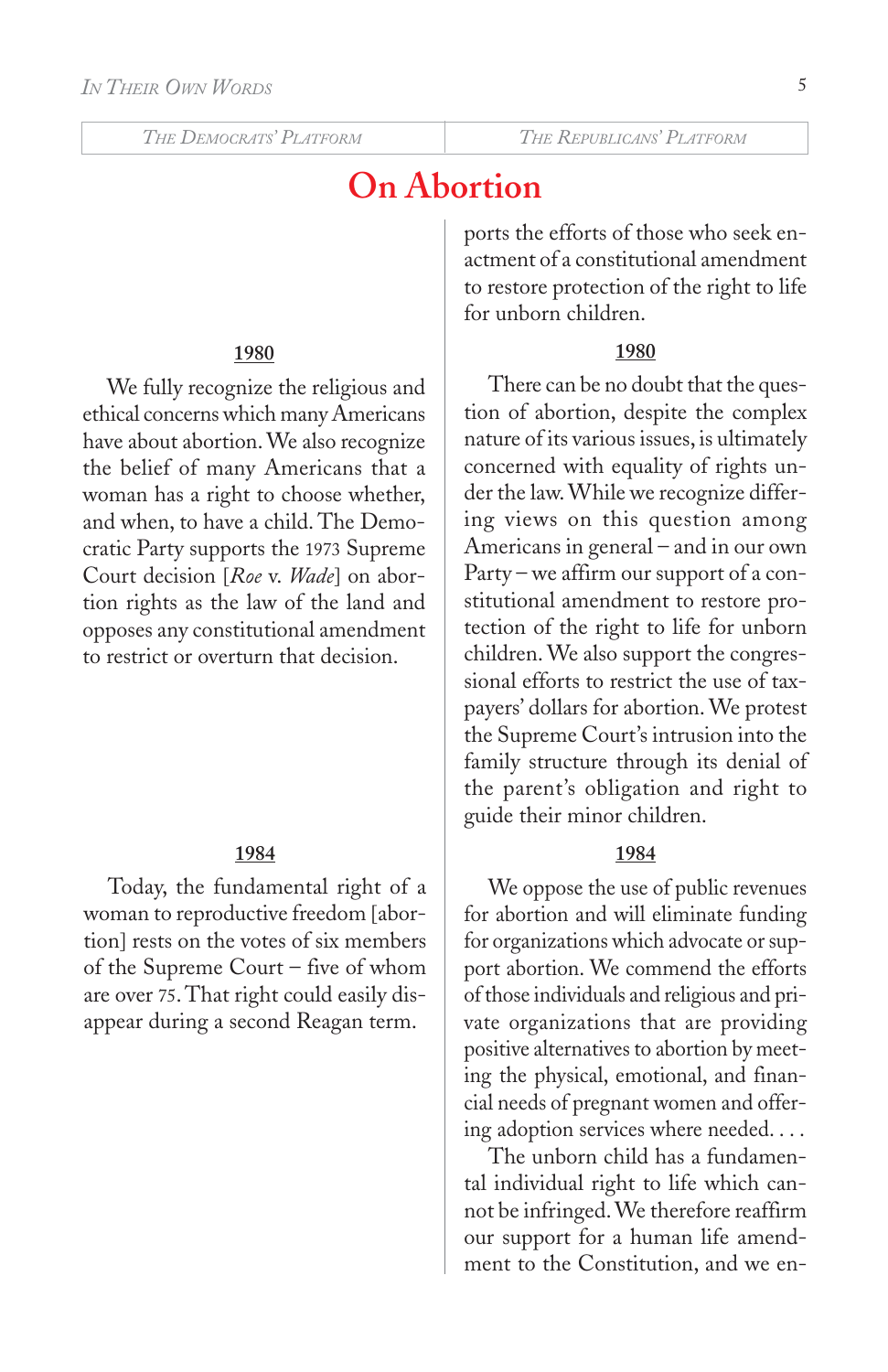# On Abortion

ports the efforts of those who seek enactment of a constitutional amendment to restore protection of the right to life for unborn children.

## The Democrats' Platform

### 1980

We fully recognize the religious and ethical concerns which many Americans have about abortion. We also recognize the belief of many Americans that a woman has a right to choose whether, and when, to have a child. The Democratic Party supports the 1973 Supreme Court decision [*Roe* v. *Wade*] on abortion rights as the law of the land and opposes any constitutional amendment to restrict or overturn that decision.

### 1984

Today, the fundamental right of a woman to reproductive freedom [abortion] rests on the votes of six members of the Supreme Court – five of whom are over 75. That right could easily disappear during a second Reagan term.

## The Republicans' Platform

### 1980

There can be no doubt that the question of abortion, despite the complex nature of its various issues, is ultimately concerned with equality of rights under the law. While we recognize differing views on this question among Americans in general – and in our own Party – we affirm our support of a constitutional amendment to restore protection of the right to life for unborn children. We also support the congressional efforts to restrict the use of taxpayers' dollars for abortion. We protest the Supreme Court's intrusion into the family structure through its denial of the parent's obligation and right to guide their minor children.

### 1984

We oppose the use of public revenues for abortion and will eliminate funding for organizations which advocate or support abortion. We commend the efforts of those individuals and religious and private organizations that are providing positive alternatives to abortion by meeting the physical, emotional, and financial needs of pregnant women and offering adoption services where needed. . . .

The unborn child has a fundamental individual right to life which cannot be infringed. We therefore reaffirm our support for a human life amendment to the Constitution, and we en-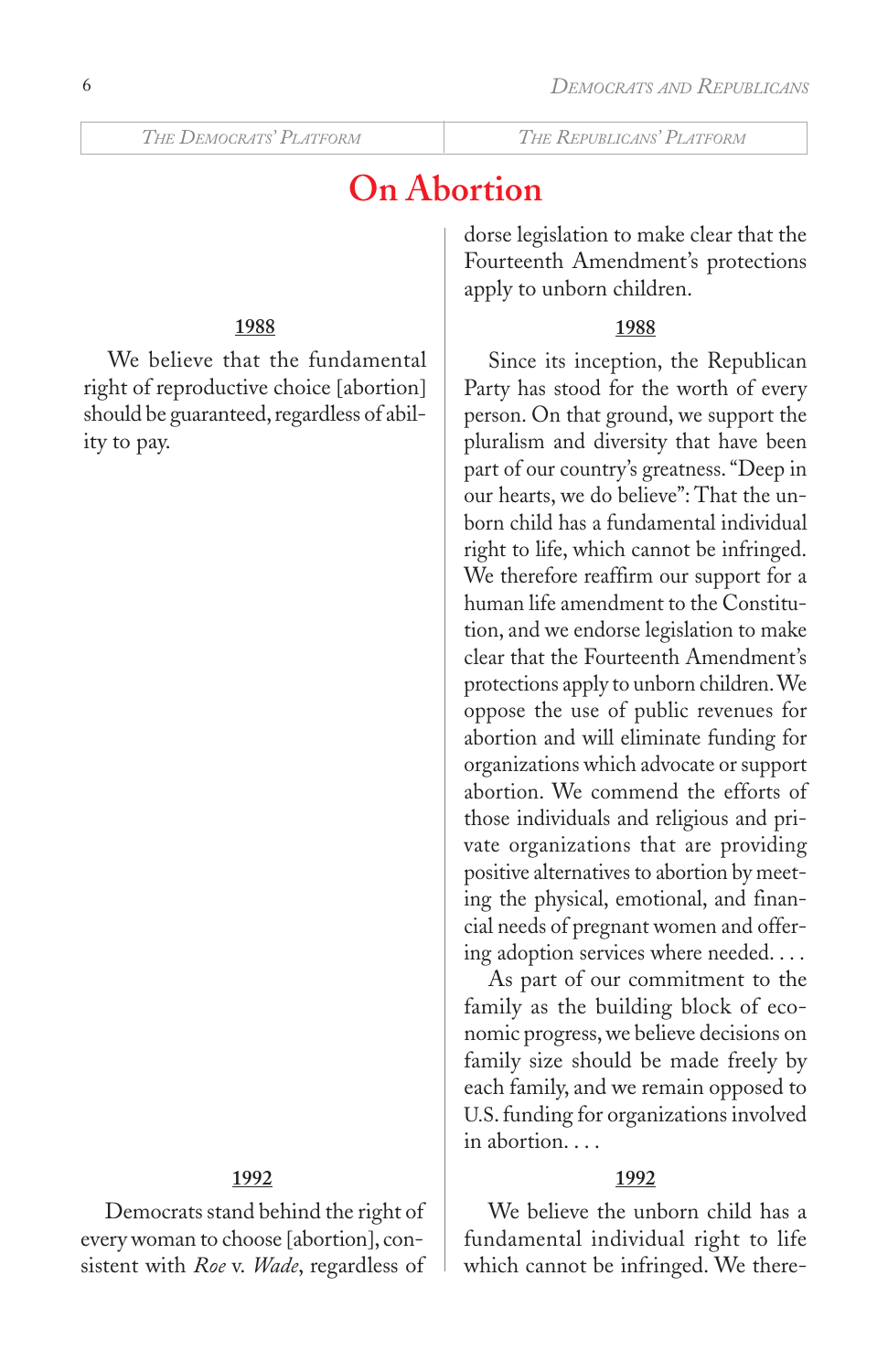| *The Democrats' Platform* | *The Republicans' Platform* |
|---|---|

# On Abortion

dorse legislation to make clear that the Fourteenth Amendment's protections apply to unborn children.

**1988** (Democrats)

We believe that the fundamental right of reproductive choice [abortion] should be guaranteed, regardless of ability to pay.

**1988** (Republicans)

Since its inception, the Republican Party has stood for the worth of every person. On that ground, we support the pluralism and diversity that have been part of our country's greatness. "Deep in our hearts, we do believe": That the unborn child has a fundamental individual right to life, which cannot be infringed. We therefore reaffirm our support for a human life amendment to the Constitution, and we endorse legislation to make clear that the Fourteenth Amendment's protections apply to unborn children. We oppose the use of public revenues for abortion and will eliminate funding for organizations which advocate or support abortion. We commend the efforts of those individuals and religious and private organizations that are providing positive alternatives to abortion by meeting the physical, emotional, and financial needs of pregnant women and offering adoption services where needed. . . .

As part of our commitment to the family as the building block of economic progress, we believe decisions on family size should be made freely by each family, and we remain opposed to U.S. funding for organizations involved in abortion. . . .

**1992** (Democrats)

Democrats stand behind the right of every woman to choose [abortion], consistent with *Roe* v. *Wade*, regardless of

**1992** (Republicans)

We believe the unborn child has a fundamental individual right to life which cannot be infringed. We there-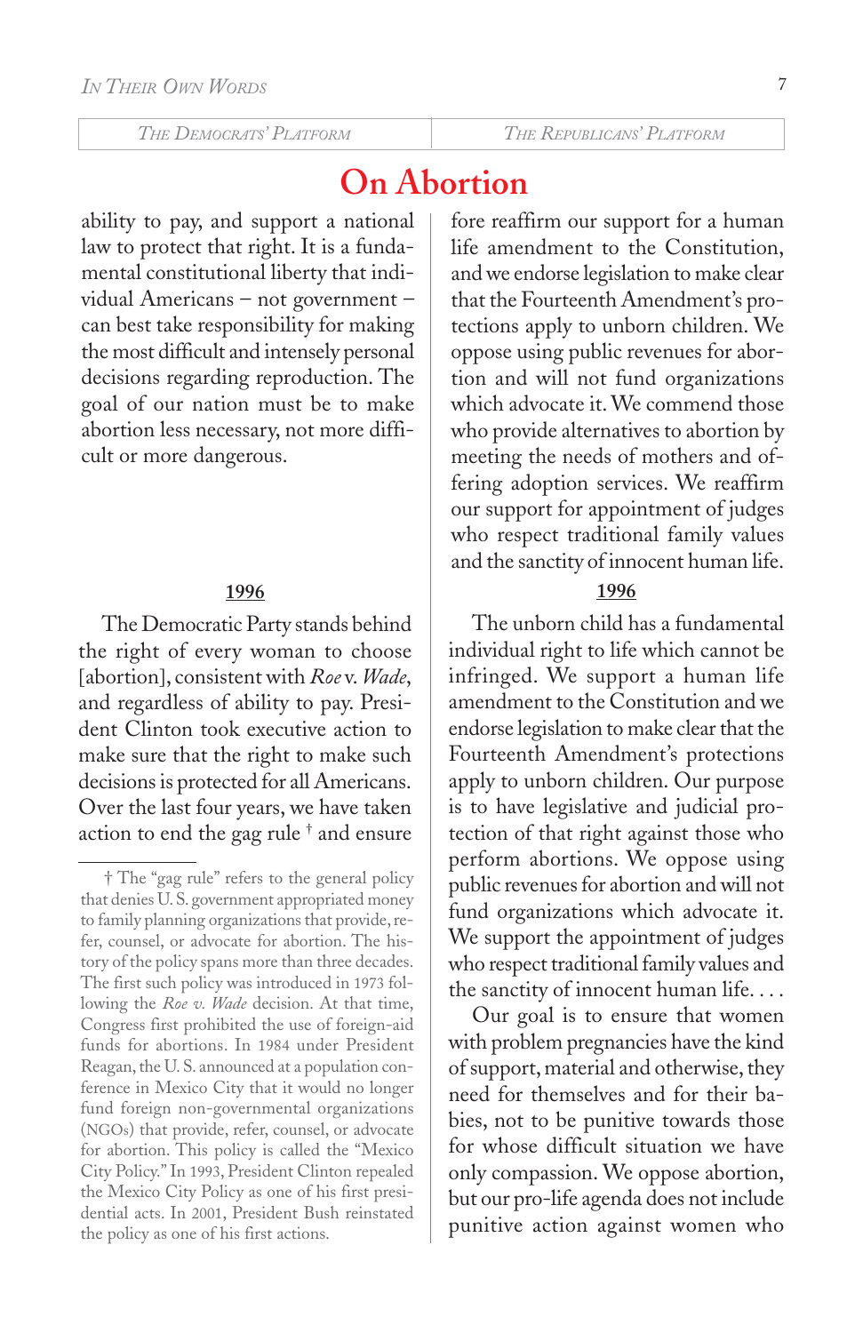## On Abortion

ability to pay, and support a national law to protect that right. It is a fundamental constitutional liberty that individual Americans – not government – can best take responsibility for making the most difficult and intensely personal decisions regarding reproduction. The goal of our nation must be to make abortion less necessary, not more difficult or more dangerous.

**1996**

The Democratic Party stands behind the right of every woman to choose [abortion], consistent with *Roe* v. *Wade*, and regardless of ability to pay. President Clinton took executive action to make sure that the right to make such decisions is protected for all Americans. Over the last four years, we have taken action to end the gag rule † and ensure

† The "gag rule" refers to the general policy that denies U. S. government appropriated money to family planning organizations that provide, refer, counsel, or advocate for abortion. The history of the policy spans more than three decades. The first such policy was introduced in 1973 following the *Roe v. Wade* decision. At that time, Congress first prohibited the use of foreign-aid funds for abortions. In 1984 under President Reagan, the U. S. announced at a population conference in Mexico City that it would no longer fund foreign non-governmental organizations (NGOs) that provide, refer, counsel, or advocate for abortion. This policy is called the "Mexico City Policy." In 1993, President Clinton repealed the Mexico City Policy as one of his first presidential acts. In 2001, President Bush reinstated the policy as one of his first actions.

fore reaffirm our support for a human life amendment to the Constitution, and we endorse legislation to make clear that the Fourteenth Amendment's protections apply to unborn children. We oppose using public revenues for abortion and will not fund organizations which advocate it. We commend those who provide alternatives to abortion by meeting the needs of mothers and offering adoption services. We reaffirm our support for appointment of judges who respect traditional family values and the sanctity of innocent human life.

**1996**

The unborn child has a fundamental individual right to life which cannot be infringed. We support a human life amendment to the Constitution and we endorse legislation to make clear that the Fourteenth Amendment's protections apply to unborn children. Our purpose is to have legislative and judicial protection of that right against those who perform abortions. We oppose using public revenues for abortion and will not fund organizations which advocate it. We support the appointment of judges who respect traditional family values and the sanctity of innocent human life. . . .

Our goal is to ensure that women with problem pregnancies have the kind of support, material and otherwise, they need for themselves and for their babies, not to be punitive towards those for whose difficult situation we have only compassion. We oppose abortion, but our pro-life agenda does not include punitive action against women who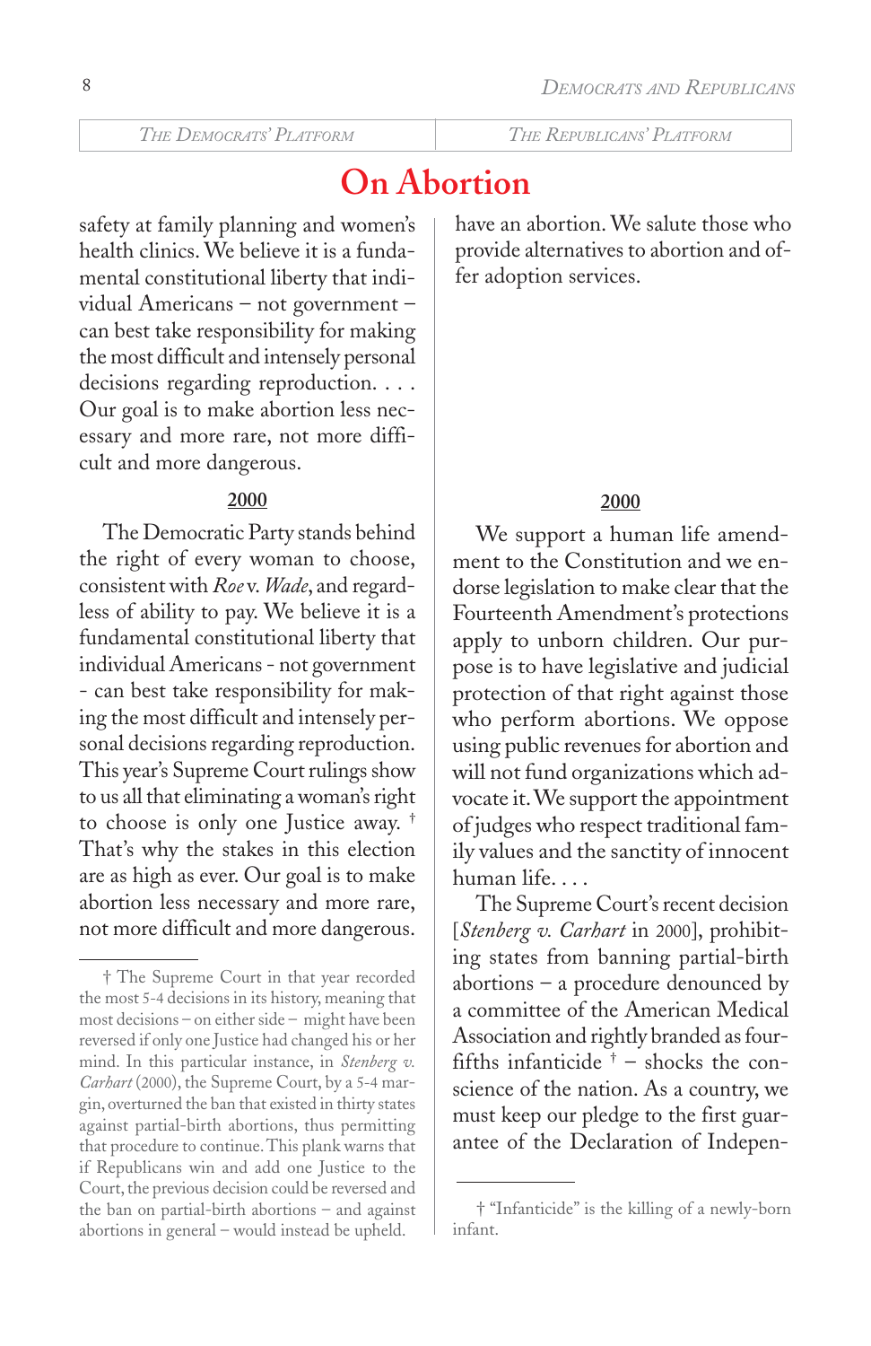# On Abortion

safety at family planning and women's health clinics. We believe it is a fundamental constitutional liberty that individual Americans – not government – can best take responsibility for making the most difficult and intensely personal decisions regarding reproduction. . . . Our goal is to make abortion less necessary and more rare, not more difficult and more dangerous.

**2000**

The Democratic Party stands behind the right of every woman to choose, consistent with *Roe* v. *Wade*, and regardless of ability to pay. We believe it is a fundamental constitutional liberty that individual Americans - not government - can best take responsibility for making the most difficult and intensely personal decisions regarding reproduction. This year's Supreme Court rulings show to us all that eliminating a woman's right to choose is only one Justice away. † That's why the stakes in this election are as high as ever. Our goal is to make abortion less necessary and more rare, not more difficult and more dangerous.

† The Supreme Court in that year recorded the most 5-4 decisions in its history, meaning that most decisions – on either side – might have been reversed if only one Justice had changed his or her mind. In this particular instance, in *Stenberg v. Carhart* (2000), the Supreme Court, by a 5-4 margin, overturned the ban that existed in thirty states against partial-birth abortions, thus permitting that procedure to continue. This plank warns that if Republicans win and add one Justice to the Court, the previous decision could be reversed and the ban on partial-birth abortions – and against abortions in general – would instead be upheld.

have an abortion. We salute those who provide alternatives to abortion and offer adoption services.

**2000**

We support a human life amendment to the Constitution and we endorse legislation to make clear that the Fourteenth Amendment's protections apply to unborn children. Our purpose is to have legislative and judicial protection of that right against those who perform abortions. We oppose using public revenues for abortion and will not fund organizations which advocate it. We support the appointment of judges who respect traditional family values and the sanctity of innocent human life. . . .

The Supreme Court's recent decision [*Stenberg v. Carhart* in 2000], prohibiting states from banning partial-birth abortions – a procedure denounced by a committee of the American Medical Association and rightly branded as four-fifths infanticide † – shocks the conscience of the nation. As a country, we must keep our pledge to the first guarantee of the Declaration of Indepen-

† "Infanticide" is the killing of a newly-born infant.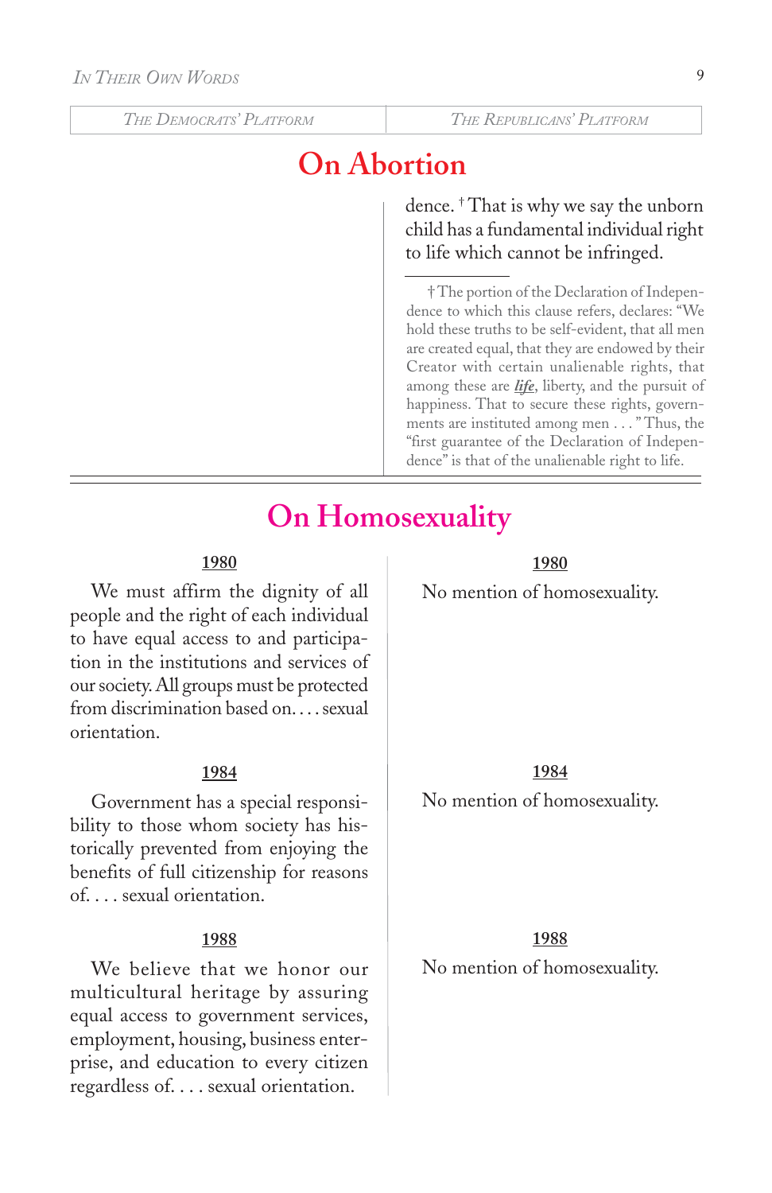| The Democrats' Platform | The Republicans' Platform |
|---|---|

## On Abortion

dence.[†] That is why we say the unborn child has a fundamental individual right to life which cannot be infringed.

† The portion of the Declaration of Independence to which this clause refers, declares: "We hold these truths to be self-evident, that all men are created equal, that they are endowed by their Creator with certain unalienable rights, that among these are ***life***, liberty, and the pursuit of happiness. That to secure these rights, governments are instituted among men . . . " Thus, the "first guarantee of the Declaration of Independence" is that of the unalienable right to life.

## On Homosexuality

### The Democrats' Platform

**1980**

We must affirm the dignity of all people and the right of each individual to have equal access to and participation in the institutions and services of our society. All groups must be protected from discrimination based on. . . . sexual orientation.

**1984**

Government has a special responsibility to those whom society has historically prevented from enjoying the benefits of full citizenship for reasons of. . . . sexual orientation.

**1988**

We believe that we honor our multicultural heritage by assuring equal access to government services, employment, housing, business enterprise, and education to every citizen regardless of. . . . sexual orientation.

### The Republicans' Platform

**1980**

No mention of homosexuality.

**1984**

No mention of homosexuality.

**1988**

No mention of homosexuality.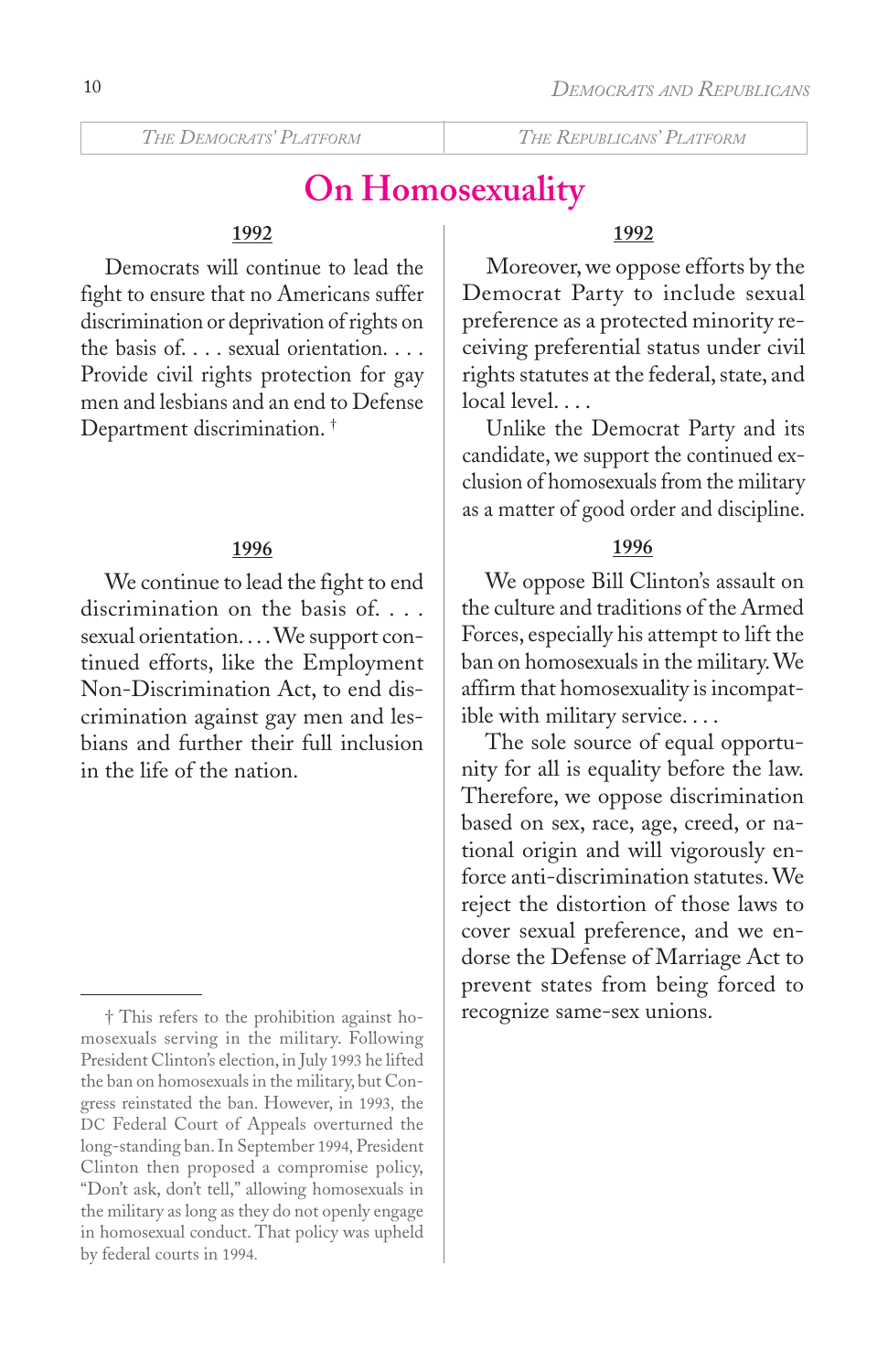## On Homosexuality

### The Democrats' Platform

**1992**

Democrats will continue to lead the fight to ensure that no Americans suffer discrimination or deprivation of rights on the basis of. . . . sexual orientation. . . . Provide civil rights protection for gay men and lesbians and an end to Defense Department discrimination. †

**1996**

We continue to lead the fight to end discrimination on the basis of. . . . sexual orientation. . . . We support continued efforts, like the Employment Non-Discrimination Act, to end discrimination against gay men and lesbians and further their full inclusion in the life of the nation.

### The Republicans' Platform

**1992**

Moreover, we oppose efforts by the Democrat Party to include sexual preference as a protected minority receiving preferential status under civil rights statutes at the federal, state, and local level. . . .

Unlike the Democrat Party and its candidate, we support the continued exclusion of homosexuals from the military as a matter of good order and discipline.

**1996**

We oppose Bill Clinton's assault on the culture and traditions of the Armed Forces, especially his attempt to lift the ban on homosexuals in the military. We affirm that homosexuality is incompatible with military service. . . .

The sole source of equal opportunity for all is equality before the law. Therefore, we oppose discrimination based on sex, race, age, creed, or national origin and will vigorously enforce anti-discrimination statutes. We reject the distortion of those laws to cover sexual preference, and we endorse the Defense of Marriage Act to prevent states from being forced to recognize same-sex unions.

---

† This refers to the prohibition against homosexuals serving in the military. Following President Clinton's election, in July 1993 he lifted the ban on homosexuals in the military, but Congress reinstated the ban. However, in 1993, the DC Federal Court of Appeals overturned the long-standing ban. In September 1994, President Clinton then proposed a compromise policy, "Don't ask, don't tell," allowing homosexuals in the military as long as they do not openly engage in homosexual conduct. That policy was upheld by federal courts in 1994.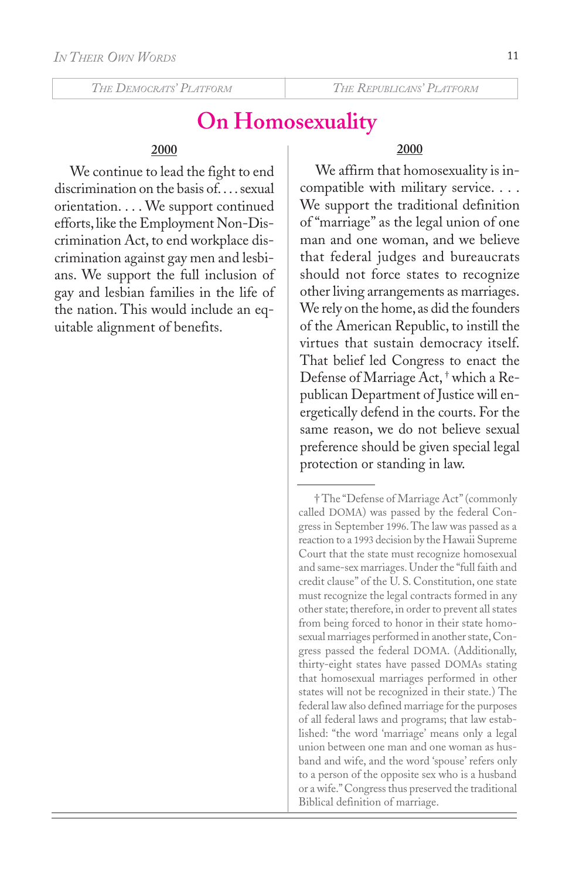## On Homosexuality

### The Democrats' Platform

**2000**

We continue to lead the fight to end discrimination on the basis of. . . . sexual orientation. . . . We support continued efforts, like the Employment Non-Discrimination Act, to end workplace discrimination against gay men and lesbians. We support the full inclusion of gay and lesbian families in the life of the nation. This would include an equitable alignment of benefits.

### The Republicans' Platform

**2000**

We affirm that homosexuality is incompatible with military service. . . . We support the traditional definition of "marriage" as the legal union of one man and one woman, and we believe that federal judges and bureaucrats should not force states to recognize other living arrangements as marriages. We rely on the home, as did the founders of the American Republic, to instill the virtues that sustain democracy itself. That belief led Congress to enact the Defense of Marriage Act,† which a Republican Department of Justice will energetically defend in the courts. For the same reason, we do not believe sexual preference should be given special legal protection or standing in law.

† The "Defense of Marriage Act" (commonly called DOMA) was passed by the federal Congress in September 1996. The law was passed as a reaction to a 1993 decision by the Hawaii Supreme Court that the state must recognize homosexual and same-sex marriages. Under the "full faith and credit clause" of the U. S. Constitution, one state must recognize the legal contracts formed in any other state; therefore, in order to prevent all states from being forced to honor in their state homosexual marriages performed in another state, Congress passed the federal DOMA. (Additionally, thirty-eight states have passed DOMAs stating that homosexual marriages performed in other states will not be recognized in their state.) The federal law also defined marriage for the purposes of all federal laws and programs; that law established: "the word 'marriage' means only a legal union between one man and one woman as husband and wife, and the word 'spouse' refers only to a person of the opposite sex who is a husband or a wife." Congress thus preserved the traditional Biblical definition of marriage.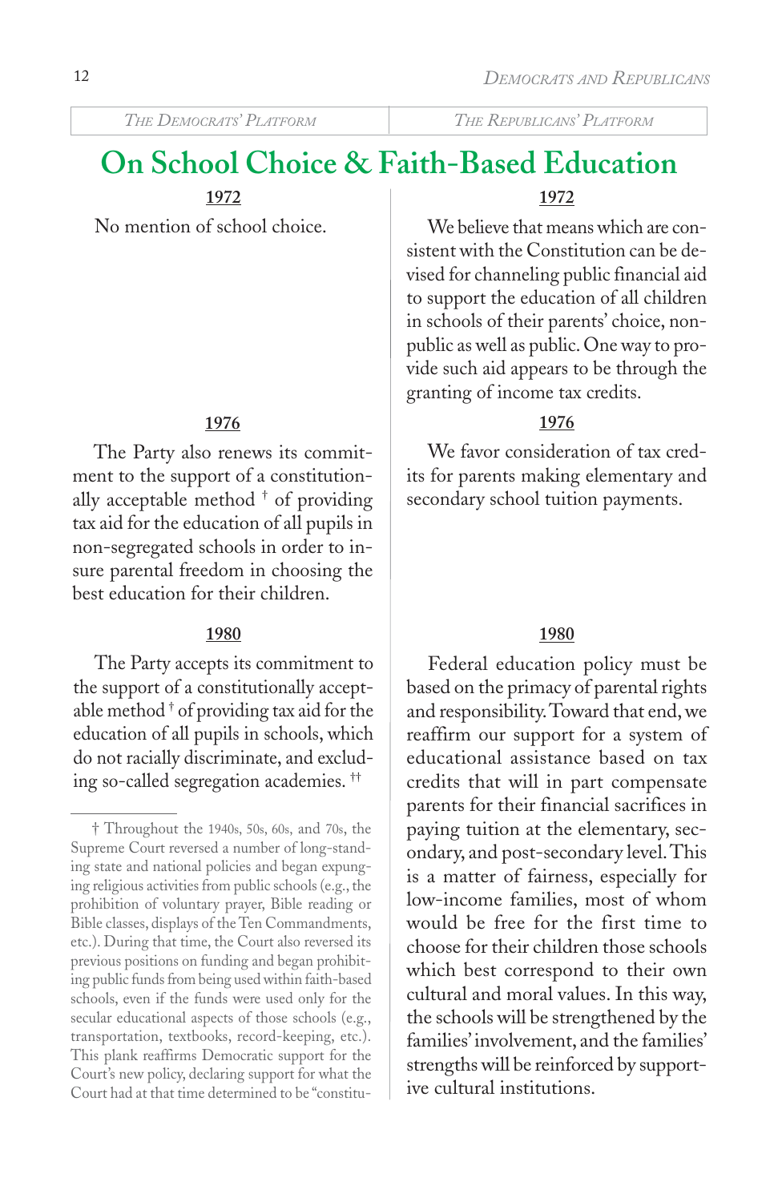| *The Democrats' Platform* | *The Republicans' Platform* |
|---|---|

# On School Choice & Faith-Based Education

## The Democrats' Platform

**1972**

No mention of school choice.

**1976**

The Party also renews its commitment to the support of a constitutionally acceptable method † of providing tax aid for the education of all pupils in non-segregated schools in order to insure parental freedom in choosing the best education for their children.

**1980**

The Party accepts its commitment to the support of a constitutionally acceptable method † of providing tax aid for the education of all pupils in schools, which do not racially discriminate, and excluding so-called segregation academies. ††

## The Republicans' Platform

**1972**

We believe that means which are consistent with the Constitution can be devised for channeling public financial aid to support the education of all children in schools of their parents' choice, nonpublic as well as public. One way to provide such aid appears to be through the granting of income tax credits.

**1976**

We favor consideration of tax credits for parents making elementary and secondary school tuition payments.

**1980**

Federal education policy must be based on the primacy of parental rights and responsibility. Toward that end, we reaffirm our support for a system of educational assistance based on tax credits that will in part compensate parents for their financial sacrifices in paying tuition at the elementary, secondary, and post-secondary level. This is a matter of fairness, especially for low-income families, most of whom would be free for the first time to choose for their children those schools which best correspond to their own cultural and moral values. In this way, the schools will be strengthened by the families' involvement, and the families' strengths will be reinforced by supportive cultural institutions.

---

† Throughout the 1940s, 50s, 60s, and 70s, the Supreme Court reversed a number of long-standing state and national policies and began expunging religious activities from public schools (e.g., the prohibition of voluntary prayer, Bible reading or Bible classes, displays of the Ten Commandments, etc.). During that time, the Court also reversed its previous positions on funding and began prohibiting public funds from being used within faith-based schools, even if the funds were used only for the secular educational aspects of those schools (e.g., transportation, textbooks, record-keeping, etc.). This plank reaffirms Democratic support for the Court's new policy, declaring support for what the Court had at that time determined to be "constitu-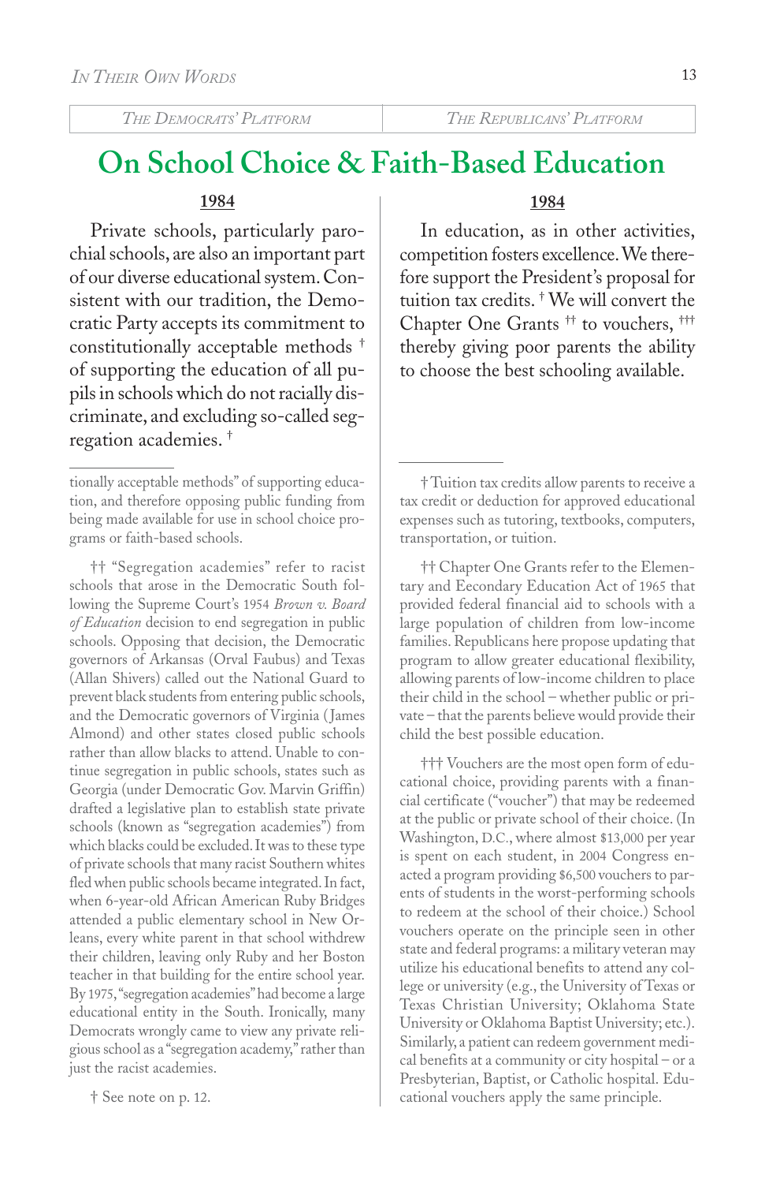# On School Choice & Faith-Based Education

**THE DEMOCRATS' PLATFORM**

**1984**

Private schools, particularly parochial schools, are also an important part of our diverse educational system. Consistent with our tradition, the Democratic Party accepts its commitment to constitutionally acceptable methods † of supporting the education of all pupils in schools which do not racially discriminate, and excluding so-called segregation academies. †

---

tionally acceptable methods" of supporting education, and therefore opposing public funding from being made available for use in school choice programs or faith-based schools.

†† "Segregation academies" refer to racist schools that arose in the Democratic South following the Supreme Court's 1954 *Brown v. Board of Education* decision to end segregation in public schools. Opposing that decision, the Democratic governors of Arkansas (Orval Faubus) and Texas (Allan Shivers) called out the National Guard to prevent black students from entering public schools, and the Democratic governors of Virginia (James Almond) and other states closed public schools rather than allow blacks to attend. Unable to continue segregation in public schools, states such as Georgia (under Democratic Gov. Marvin Griffin) drafted a legislative plan to establish state private schools (known as "segregation academies") from which blacks could be excluded. It was to these type of private schools that many racist Southern whites fled when public schools became integrated. In fact, when 6-year-old African American Ruby Bridges attended a public elementary school in New Orleans, every white parent in that school withdrew their children, leaving only Ruby and her Boston teacher in that building for the entire school year. By 1975, "segregation academies" had become a large educational entity in the South. Ironically, many Democrats wrongly came to view any private religious school as a "segregation academy," rather than just the racist academies.

† See note on p. 12.

**THE REPUBLICANS' PLATFORM**

**1984**

In education, as in other activities, competition fosters excellence. We therefore support the President's proposal for tuition tax credits. † We will convert the Chapter One Grants †† to vouchers, ††† thereby giving poor parents the ability to choose the best schooling available.

---

† Tuition tax credits allow parents to receive a tax credit or deduction for approved educational expenses such as tutoring, textbooks, computers, transportation, or tuition.

†† Chapter One Grants refer to the Elementary and Eecondary Education Act of 1965 that provided federal financial aid to schools with a large population of children from low-income families. Republicans here propose updating that program to allow greater educational flexibility, allowing parents of low-income children to place their child in the school – whether public or private – that the parents believe would provide their child the best possible education.

††† Vouchers are the most open form of educational choice, providing parents with a financial certificate ("voucher") that may be redeemed at the public or private school of their choice. (In Washington, D.C., where almost $13,000 per year is spent on each student, in 2004 Congress enacted a program providing $6,500 vouchers to parents of students in the worst-performing schools to redeem at the school of their choice.) School vouchers operate on the principle seen in other state and federal programs: a military veteran may utilize his educational benefits to attend any college or university (e.g., the University of Texas or Texas Christian University; Oklahoma State University or Oklahoma Baptist University; etc.). Similarly, a patient can redeem government medical benefits at a community or city hospital – or a Presbyterian, Baptist, or Catholic hospital. Educational vouchers apply the same principle.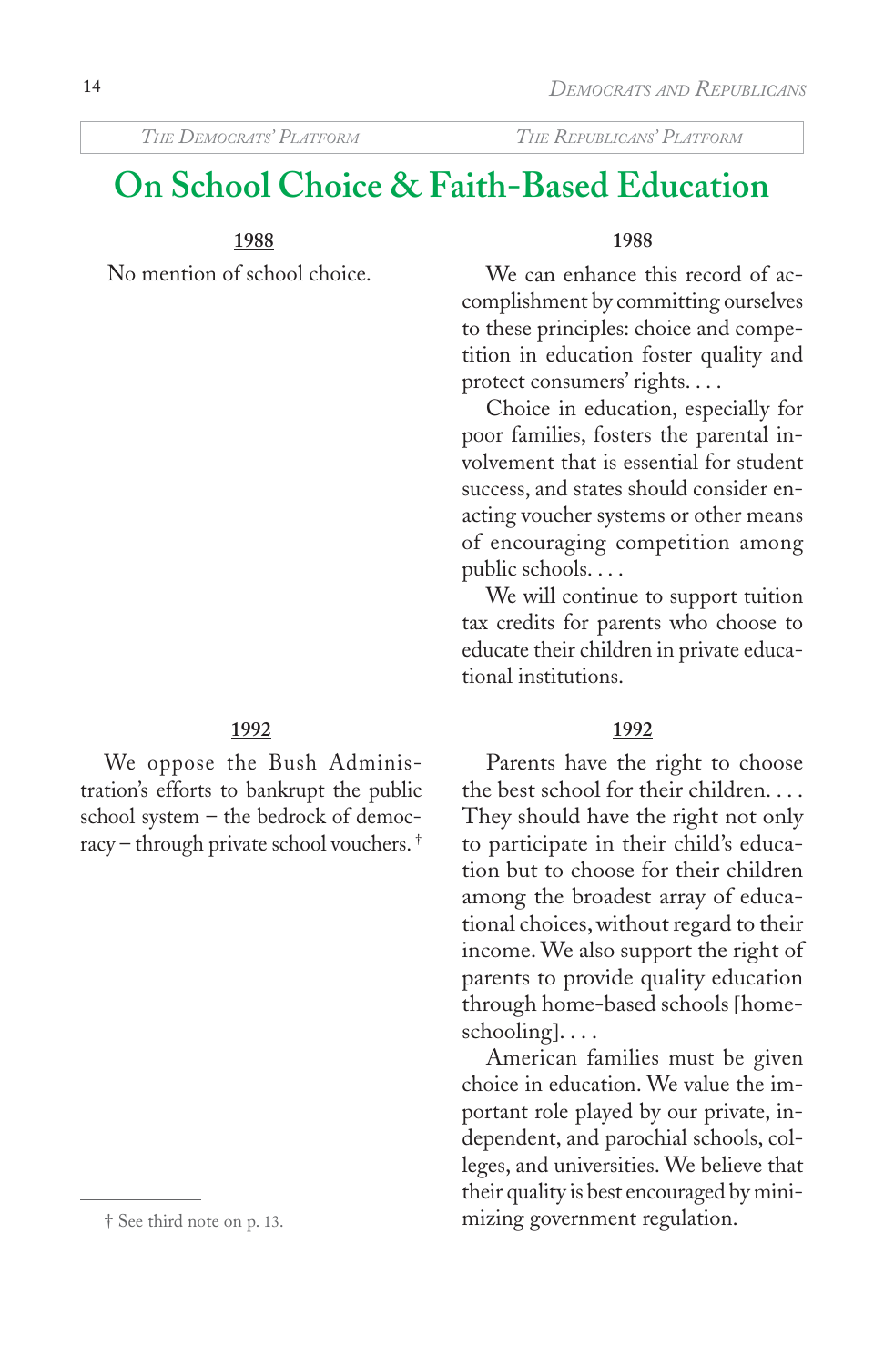## On School Choice & Faith-Based Education

### The Democrats' Platform

**1988**

No mention of school choice.

**1992**

We oppose the Bush Administration's efforts to bankrupt the public school system – the bedrock of democracy – through private school vouchers. †

### The Republicans' Platform

**1988**

We can enhance this record of accomplishment by committing ourselves to these principles: choice and competition in education foster quality and protect consumers' rights. . . .

Choice in education, especially for poor families, fosters the parental involvement that is essential for student success, and states should consider enacting voucher systems or other means of encouraging competition among public schools. . . .

We will continue to support tuition tax credits for parents who choose to educate their children in private educational institutions.

**1992**

Parents have the right to choose the best school for their children. . . . They should have the right not only to participate in their child's education but to choose for their children among the broadest array of educational choices, without regard to their income. We also support the right of parents to provide quality education through home-based schools [homeschooling]. . . .

American families must be given choice in education. We value the important role played by our private, independent, and parochial schools, colleges, and universities. We believe that their quality is best encouraged by minimizing government regulation.

---

† See third note on p. 13.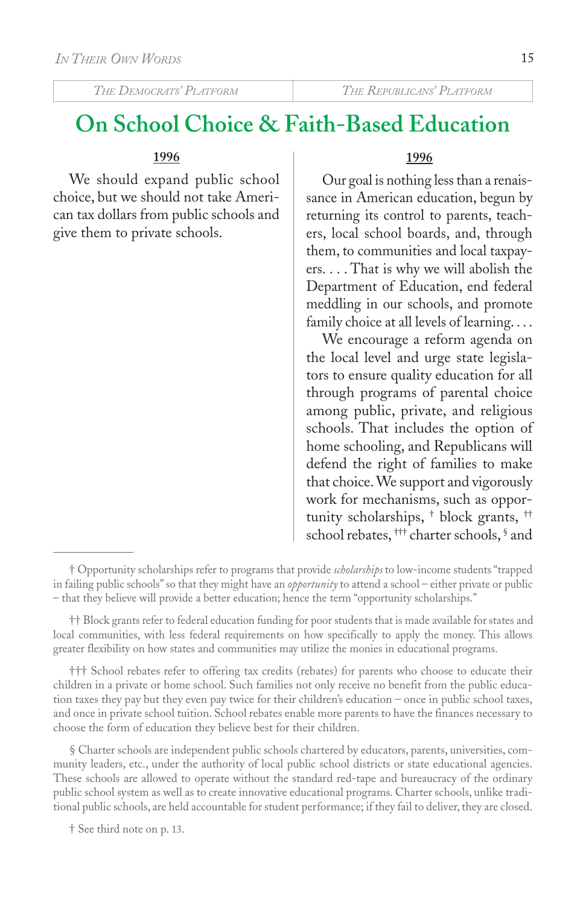| *The Democrats' Platform* | *The Republicans' Platform* |
| --- | --- |

## On School Choice & Faith-Based Education

**1996**

We should expand public school choice, but we should not take American tax dollars from public schools and give them to private schools.

**1996**

Our goal is nothing less than a renaissance in American education, begun by returning its control to parents, teachers, local school boards, and, through them, to communities and local taxpayers. . . . That is why we will abolish the Department of Education, end federal meddling in our schools, and promote family choice at all levels of learning. . . .

We encourage a reform agenda on the local level and urge state legislators to ensure quality education for all through programs of parental choice among public, private, and religious schools. That includes the option of home schooling, and Republicans will defend the right of families to make that choice. We support and vigorously work for mechanisms, such as opportunity scholarships, † block grants, †† school rebates, ††† charter schools, § and

---

† Opportunity scholarships refer to programs that provide *scholarships* to low-income students "trapped in failing public schools" so that they might have an *opportunity* to attend a school – either private or public – that they believe will provide a better education; hence the term "opportunity scholarships."

†† Block grants refer to federal education funding for poor students that is made available for states and local communities, with less federal requirements on how specifically to apply the money. This allows greater flexibility on how states and communities may utilize the monies in educational programs.

††† School rebates refer to offering tax credits (rebates) for parents who choose to educate their children in a private or home school. Such families not only receive no benefit from the public education taxes they pay but they even pay twice for their children's education – once in public school taxes, and once in private school tuition. School rebates enable more parents to have the finances necessary to choose the form of education they believe best for their children.

§ Charter schools are independent public schools chartered by educators, parents, universities, community leaders, etc., under the authority of local public school districts or state educational agencies. These schools are allowed to operate without the standard red-tape and bureaucracy of the ordinary public school system as well as to create innovative educational programs. Charter schools, unlike traditional public schools, are held accountable for student performance; if they fail to deliver, they are closed.

† See third note on p. 13.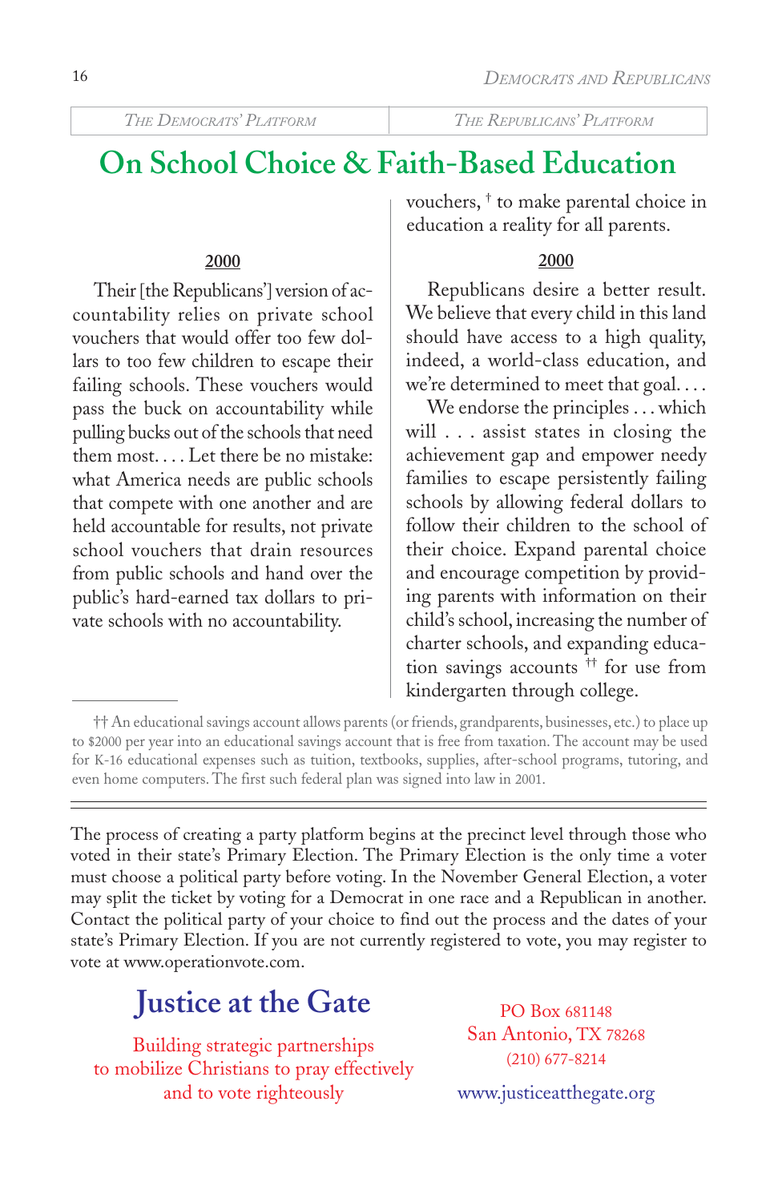| The Democrats' Platform | The Republicans' Platform |
| --- | --- |

## On School Choice & Faith-Based Education

vouchers, † to make parental choice in education a reality for all parents.

**The Democrats' Platform**

**2000**

Their [the Republicans'] version of accountability relies on private school vouchers that would offer too few dollars to too few children to escape their failing schools. These vouchers would pass the buck on accountability while pulling bucks out of the schools that need them most. . . . Let there be no mistake: what America needs are public schools that compete with one another and are held accountable for results, not private school vouchers that drain resources from public schools and hand over the public's hard-earned tax dollars to private schools with no accountability.

**The Republicans' Platform**

**2000**

Republicans desire a better result. We believe that every child in this land should have access to a high quality, indeed, a world-class education, and we're determined to meet that goal. . . .

We endorse the principles . . . which will . . . assist states in closing the achievement gap and empower needy families to escape persistently failing schools by allowing federal dollars to follow their children to the school of their choice. Expand parental choice and encourage competition by providing parents with information on their child's school, increasing the number of charter schools, and expanding education savings accounts †† for use from kindergarten through college.

†† An educational savings account allows parents (or friends, grandparents, businesses, etc.) to place up to $2000 per year into an educational savings account that is free from taxation. The account may be used for K-16 educational expenses such as tuition, textbooks, supplies, after-school programs, tutoring, and even home computers. The first such federal plan was signed into law in 2001.

---

The process of creating a party platform begins at the precinct level through those who voted in their state's Primary Election. The Primary Election is the only time a voter must choose a political party before voting. In the November General Election, a voter may split the ticket by voting for a Democrat in one race and a Republican in another. Contact the political party of your choice to find out the process and the dates of your state's Primary Election. If you are not currently registered to vote, you may register to vote at www.operationvote.com.

## Justice at the Gate

Building strategic partnerships
to mobilize Christians to pray effectively
and to vote righteously

PO Box 681148
San Antonio, TX 78268
(210) 677-8214

www.justiceatthegate.org